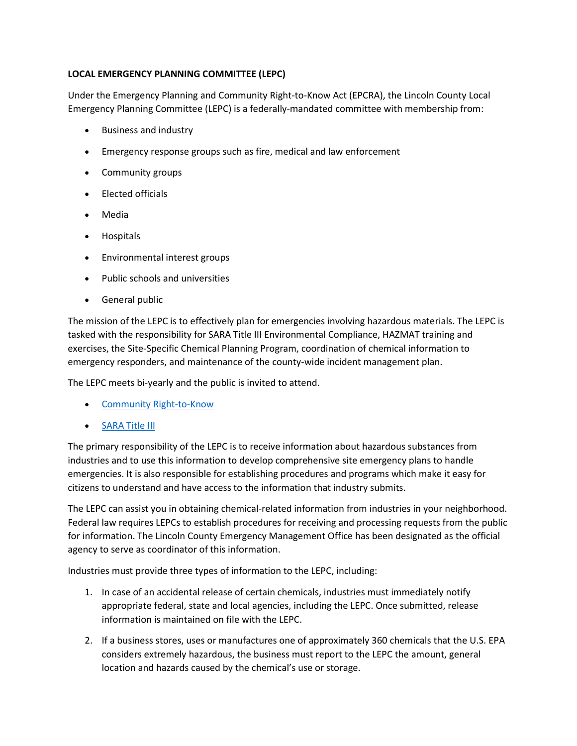**LOCAL EMERGENCY PLANNING COMMITTEE (LEPC)**

Under the Emergency Planning and Community Right-to-Know Act (EPCRA), the Lincoln County Local Emergency Planning Committee (LEPC) is a federally-mandated committee with membership from:

- Business and industry
- Emergency response groups such as fire, medical and law enforcement
- Community groups
- Elected officials
- Media
- Hospitals
- Environmental interest groups
- Public schools and universities
- General public

The mission of the LEPC is to effectively plan for emergencies involving hazardous materials. The LEPC is tasked with the responsibility for SARA Title III Environmental Compliance, HAZMAT training and exercises, the Site-Specific Chemical Planning Program, coordination of chemical information to emergency responders, and maintenance of the county-wide incident management plan.

The LEPC meets bi-yearly and the public is invited to attend.

- Community Right-to-Know
- SARA Title III

The primary responsibility of the LEPC is to receive information about hazardous substances from industries and to use this information to develop comprehensive site emergency plans to handle emergencies. It is also responsible for establishing procedures and programs which make it easy for citizens to understand and have access to the information that industry submits.

The LEPC can assist you in obtaining chemical-related information from industries in your neighborhood. Federal law requires LEPCs to establish procedures for receiving and processing requests from the public for information. The Lincoln County Emergency Management Office has been designated as the official agency to serve as coordinator of this information.

Industries must provide three types of information to the LEPC, including:

1. In case of an accidental release of certain chemicals, industries must immediately notify appropriate federal, state and local agencies, including the LEPC. Once submitted, release information is maintained on file with the LEPC.
2. If a business stores, uses or manufactures one of approximately 360 chemicals that the U.S. EPA considers extremely hazardous, the business must report to the LEPC the amount, general location and hazards caused by the chemical's use or storage.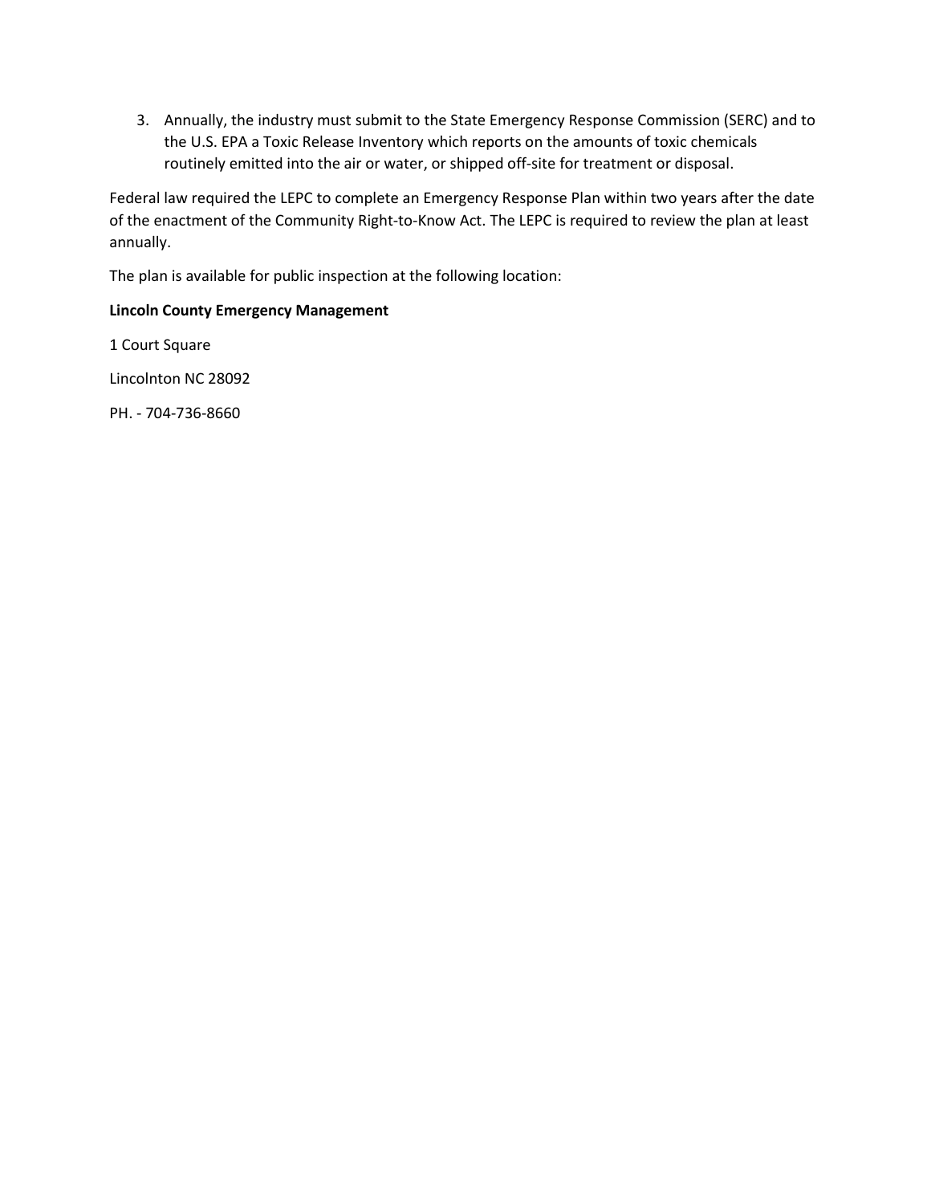3. Annually, the industry must submit to the State Emergency Response Commission (SERC) and to the U.S. EPA a Toxic Release Inventory which reports on the amounts of toxic chemicals routinely emitted into the air or water, or shipped off-site for treatment or disposal.

Federal law required the LEPC to complete an Emergency Response Plan within two years after the date of the enactment of the Community Right-to-Know Act. The LEPC is required to review the plan at least annually.

The plan is available for public inspection at the following location:

**Lincoln County Emergency Management**

1 Court Square

Lincolnton NC 28092

PH. - 704-736-8660